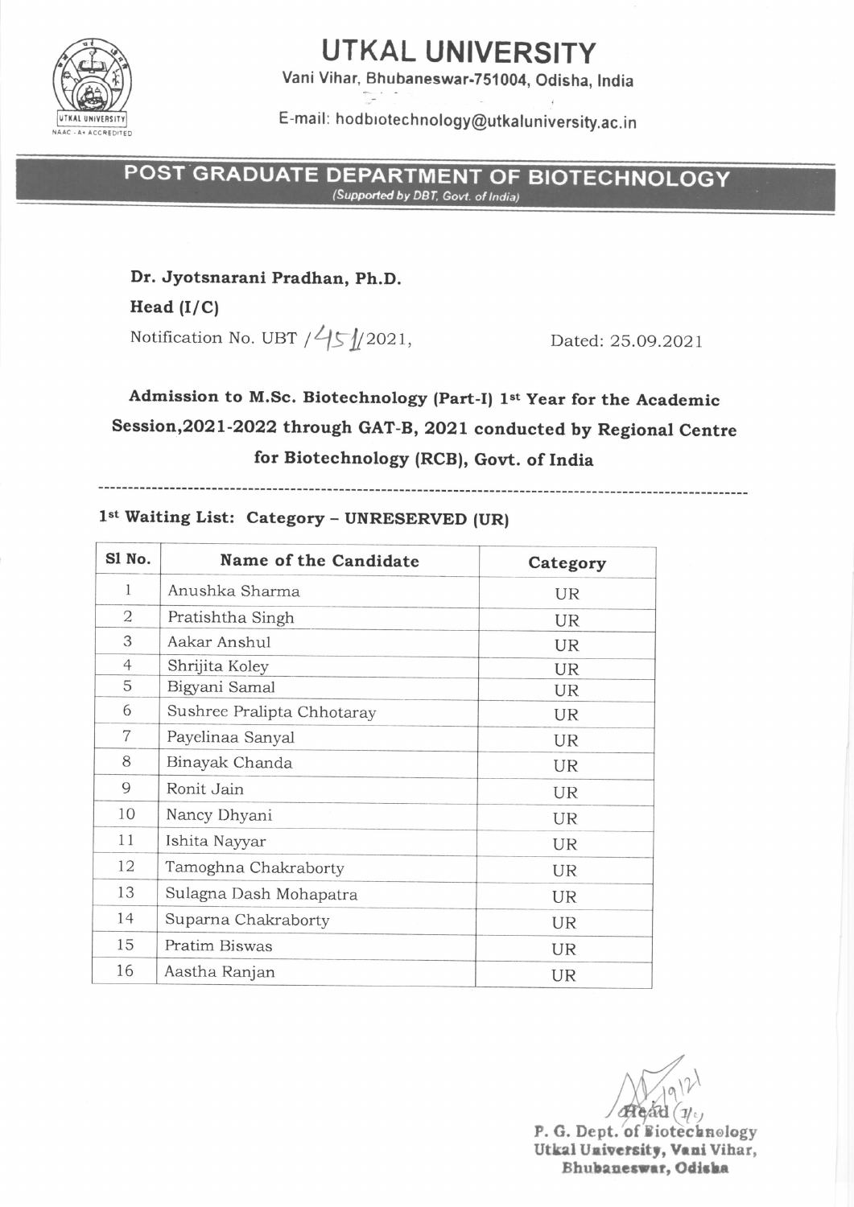# UTKAL UNIVERSITY

Vani Vihar, Bhubaneswar-751004, Odisha, India

E-mail: hodbiotechnology@utkaluniversity.ac.in

UTKAL UNIVERSITY
NAAC - A+ ACCREDITED

## POST GRADUATE DEPARTMENT OF BIOTECHNOLOGY

*(Supported by DBT, Govt. of India)*

**Dr. Jyotsnarani Pradhan, Ph.D.**

**Head (I/C)**

Notification No. UBT /451/2021, Dated: 25.09.2021

### Admission to M.Sc. Biotechnology (Part-I) 1st Year for the Academic Session,2021-2022 through GAT-B, 2021 conducted by Regional Centre for Biotechnology (RCB), Govt. of India

---

**1st Waiting List: Category – UNRESERVED (UR)**

| Sl No. | Name of the Candidate | Category |
|---|---|---|
| 1 | Anushka Sharma | UR |
| 2 | Pratishtha Singh | UR |
| 3 | Aakar Anshul | UR |
| 4 | Shrijita Koley | UR |
| 5 | Bigyani Samal | UR |
| 6 | Sushree Pralipta Chhotaray | UR |
| 7 | Payelinaa Sanyal | UR |
| 8 | Binayak Chanda | UR |
| 9 | Ronit Jain | UR |
| 10 | Nancy Dhyani | UR |
| 11 | Ishita Nayyar | UR |
| 12 | Tamoghna Chakraborty | UR |
| 13 | Sulagna Dash Mohapatra | UR |
| 14 | Suparna Chakraborty | UR |
| 15 | Pratim Biswas | UR |
| 16 | Aastha Ranjan | UR |

Head (I/C)
P. G. Dept. of Biotechnology
Utkal University, Vani Vihar,
Bhubaneswar, Odisha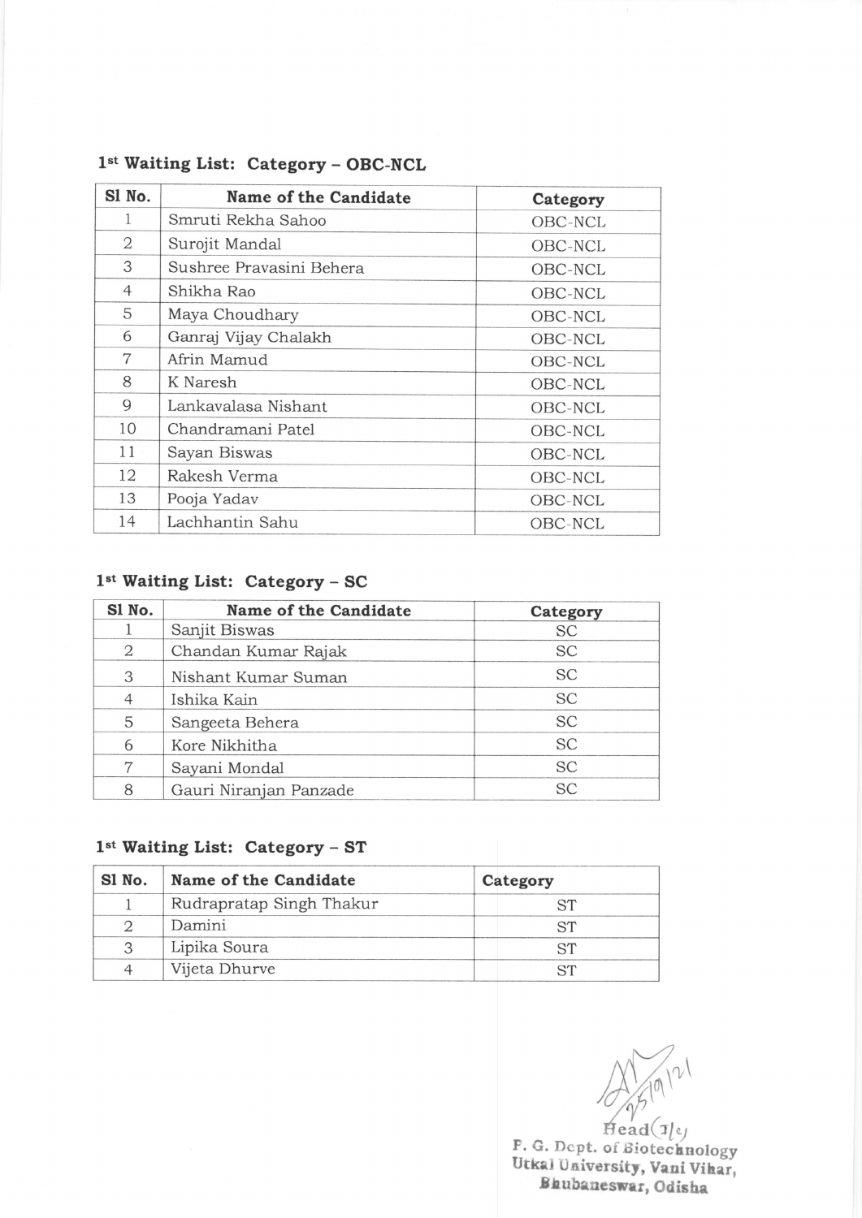### 1st Waiting List: Category – OBC-NCL

| Sl No. | Name of the Candidate | Category |
|---|---|---|
| 1 | Smruti Rekha Sahoo | OBC-NCL |
| 2 | Surojit Mandal | OBC-NCL |
| 3 | Sushree Pravasini Behera | OBC-NCL |
| 4 | Shikha Rao | OBC-NCL |
| 5 | Maya Choudhary | OBC-NCL |
| 6 | Ganraj Vijay Chalakh | OBC-NCL |
| 7 | Afrin Mamud | OBC-NCL |
| 8 | K Naresh | OBC-NCL |
| 9 | Lankavalasa Nishant | OBC-NCL |
| 10 | Chandramani Patel | OBC-NCL |
| 11 | Sayan Biswas | OBC-NCL |
| 12 | Rakesh Verma | OBC-NCL |
| 13 | Pooja Yadav | OBC-NCL |
| 14 | Lachhantin Sahu | OBC-NCL |

### 1st Waiting List: Category – SC

| Sl No. | Name of the Candidate | Category |
|---|---|---|
| 1 | Sanjit Biswas | SC |
| 2 | Chandan Kumar Rajak | SC |
| 3 | Nishant Kumar Suman | SC |
| 4 | Ishika Kain | SC |
| 5 | Sangeeta Behera | SC |
| 6 | Kore Nikhitha | SC |
| 7 | Sayani Mondal | SC |
| 8 | Gauri Niranjan Panzade | SC |

### 1st Waiting List: Category – ST

| Sl No. | Name of the Candidate | Category |
|---|---|---|
| 1 | Rudrapratap Singh Thakur | ST |
| 2 | Damini | ST |
| 3 | Lipika Soura | ST |
| 4 | Vijeta Dhurve | ST |

25/9/21

Head(I/c)
P. G. Dept. of Biotechnology
Utkal University, Vani Vihar,
Bhubaneswar, Odisha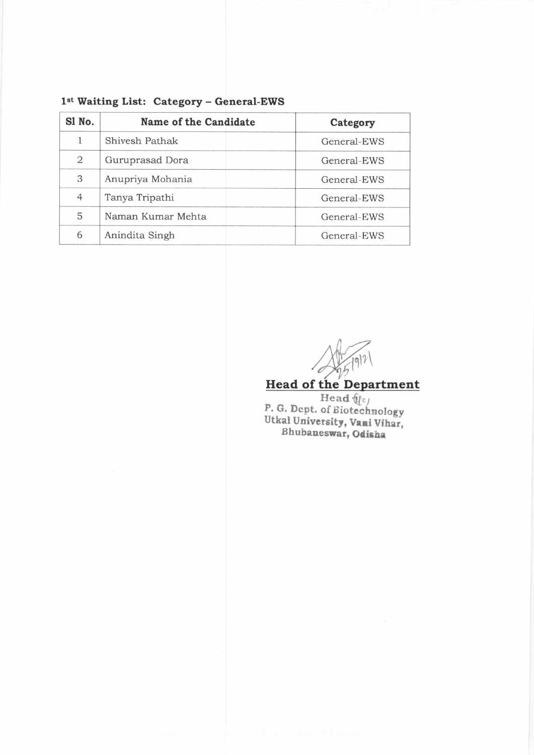**1st Waiting List: Category – General-EWS**

| Sl No. | Name of the Candidate | Category |
|---|---|---|
| 1 | Shivesh Pathak | General-EWS |
| 2 | Guruprasad Dora | General-EWS |
| 3 | Anupriya Mohania | General-EWS |
| 4 | Tanya Tripathi | General-EWS |
| 5 | Naman Kumar Mehta | General-EWS |
| 6 | Anindita Singh | General-EWS |

25/9/21

**Head of the Department**

Head
P. G. Dept. of Biotechnology
Utkal University, Vani Vihar,
Bhubaneswar, Odisha